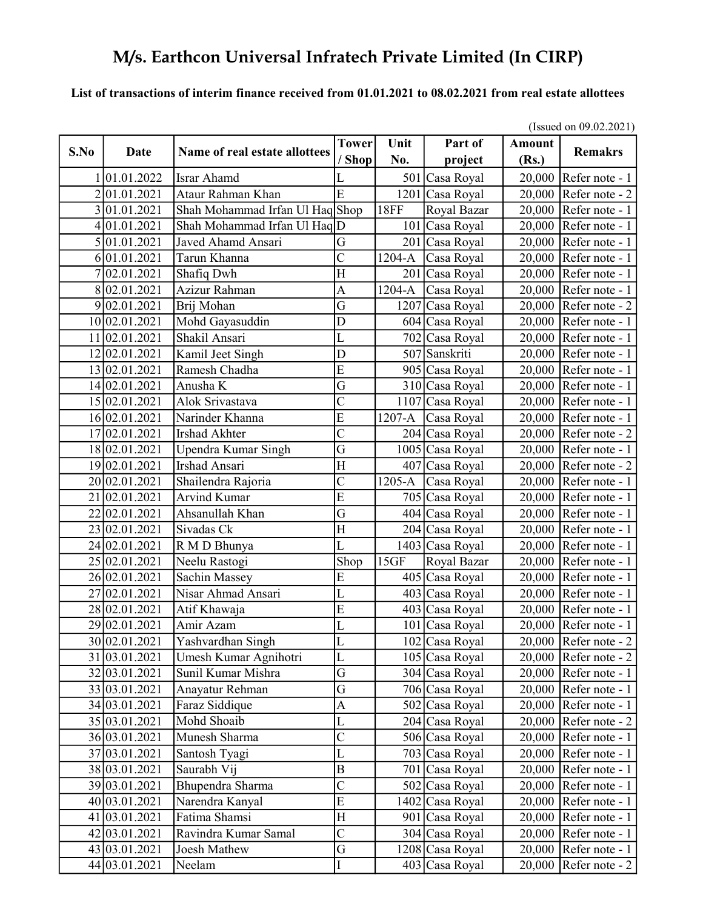# M/s. Earthcon Universal Infratech Private Limited (In CIRP)

**List of transactions of interim finance received from 01.01.2021 to 08.02.2021 from real estate allottees**

(Issued on 09.02.2021)

| S.No | Date | Name of real estate allottees | Tower / Shop | Unit No. | Part of project | Amount (Rs.) | Remakrs |
|---|---|---|---|---|---|---|---|
| 1 | 01.01.2022 | Israr Ahamd | L | 501 | Casa Royal | 20,000 | Refer note - 1 |
| 2 | 01.01.2021 | Ataur Rahman Khan | E | 1201 | Casa Royal | 20,000 | Refer note - 2 |
| 3 | 01.01.2021 | Shah Mohammad Irfan Ul Haq | Shop | 18FF | Royal Bazar | 20,000 | Refer note - 1 |
| 4 | 01.01.2021 | Shah Mohammad Irfan Ul Haq | D | 101 | Casa Royal | 20,000 | Refer note - 1 |
| 5 | 01.01.2021 | Javed Ahamd Ansari | G | 201 | Casa Royal | 20,000 | Refer note - 1 |
| 6 | 01.01.2021 | Tarun Khanna | C | 1204-A | Casa Royal | 20,000 | Refer note - 1 |
| 7 | 02.01.2021 | Shafiq Dwh | H | 201 | Casa Royal | 20,000 | Refer note - 1 |
| 8 | 02.01.2021 | Azizur Rahman | A | 1204-A | Casa Royal | 20,000 | Refer note - 1 |
| 9 | 02.01.2021 | Brij Mohan | G | 1207 | Casa Royal | 20,000 | Refer note - 2 |
| 10 | 02.01.2021 | Mohd Gayasuddin | D | 604 | Casa Royal | 20,000 | Refer note - 1 |
| 11 | 02.01.2021 | Shakil Ansari | L | 702 | Casa Royal | 20,000 | Refer note - 1 |
| 12 | 02.01.2021 | Kamil Jeet Singh | D | 507 | Sanskriti | 20,000 | Refer note - 1 |
| 13 | 02.01.2021 | Ramesh Chadha | E | 905 | Casa Royal | 20,000 | Refer note - 1 |
| 14 | 02.01.2021 | Anusha K | G | 310 | Casa Royal | 20,000 | Refer note - 1 |
| 15 | 02.01.2021 | Alok Srivastava | C | 1107 | Casa Royal | 20,000 | Refer note - 1 |
| 16 | 02.01.2021 | Narinder Khanna | E | 1207-A | Casa Royal | 20,000 | Refer note - 1 |
| 17 | 02.01.2021 | Irshad Akhter | C | 204 | Casa Royal | 20,000 | Refer note - 2 |
| 18 | 02.01.2021 | Upendra Kumar Singh | G | 1005 | Casa Royal | 20,000 | Refer note - 1 |
| 19 | 02.01.2021 | Irshad Ansari | H | 407 | Casa Royal | 20,000 | Refer note - 2 |
| 20 | 02.01.2021 | Shailendra Rajoria | C | 1205-A | Casa Royal | 20,000 | Refer note - 1 |
| 21 | 02.01.2021 | Arvind Kumar | E | 705 | Casa Royal | 20,000 | Refer note - 1 |
| 22 | 02.01.2021 | Ahsanullah Khan | G | 404 | Casa Royal | 20,000 | Refer note - 1 |
| 23 | 02.01.2021 | Sivadas Ck | H | 204 | Casa Royal | 20,000 | Refer note - 1 |
| 24 | 02.01.2021 | R M D Bhunya | L | 1403 | Casa Royal | 20,000 | Refer note - 1 |
| 25 | 02.01.2021 | Neelu Rastogi | Shop | 15GF | Royal Bazar | 20,000 | Refer note - 1 |
| 26 | 02.01.2021 | Sachin Massey | E | 405 | Casa Royal | 20,000 | Refer note - 1 |
| 27 | 02.01.2021 | Nisar Ahmad Ansari | L | 403 | Casa Royal | 20,000 | Refer note - 1 |
| 28 | 02.01.2021 | Atif Khawaja | E | 403 | Casa Royal | 20,000 | Refer note - 1 |
| 29 | 02.01.2021 | Amir Azam | L | 101 | Casa Royal | 20,000 | Refer note - 1 |
| 30 | 02.01.2021 | Yashvardhan Singh | L | 102 | Casa Royal | 20,000 | Refer note - 2 |
| 31 | 03.01.2021 | Umesh Kumar Agnihotri | L | 105 | Casa Royal | 20,000 | Refer note - 2 |
| 32 | 03.01.2021 | Sunil Kumar Mishra | G | 304 | Casa Royal | 20,000 | Refer note - 1 |
| 33 | 03.01.2021 | Anayatur Rehman | G | 706 | Casa Royal | 20,000 | Refer note - 1 |
| 34 | 03.01.2021 | Faraz Siddique | A | 502 | Casa Royal | 20,000 | Refer note - 1 |
| 35 | 03.01.2021 | Mohd Shoaib | L | 204 | Casa Royal | 20,000 | Refer note - 2 |
| 36 | 03.01.2021 | Munesh Sharma | C | 506 | Casa Royal | 20,000 | Refer note - 1 |
| 37 | 03.01.2021 | Santosh Tyagi | L | 703 | Casa Royal | 20,000 | Refer note - 1 |
| 38 | 03.01.2021 | Saurabh Vij | B | 701 | Casa Royal | 20,000 | Refer note - 1 |
| 39 | 03.01.2021 | Bhupendra Sharma | C | 502 | Casa Royal | 20,000 | Refer note - 1 |
| 40 | 03.01.2021 | Narendra Kanyal | E | 1402 | Casa Royal | 20,000 | Refer note - 1 |
| 41 | 03.01.2021 | Fatima Shamsi | H | 901 | Casa Royal | 20,000 | Refer note - 1 |
| 42 | 03.01.2021 | Ravindra Kumar Samal | C | 304 | Casa Royal | 20,000 | Refer note - 1 |
| 43 | 03.01.2021 | Joesh Mathew | G | 1208 | Casa Royal | 20,000 | Refer note - 1 |
| 44 | 03.01.2021 | Neelam | I | 403 | Casa Royal | 20,000 | Refer note - 2 |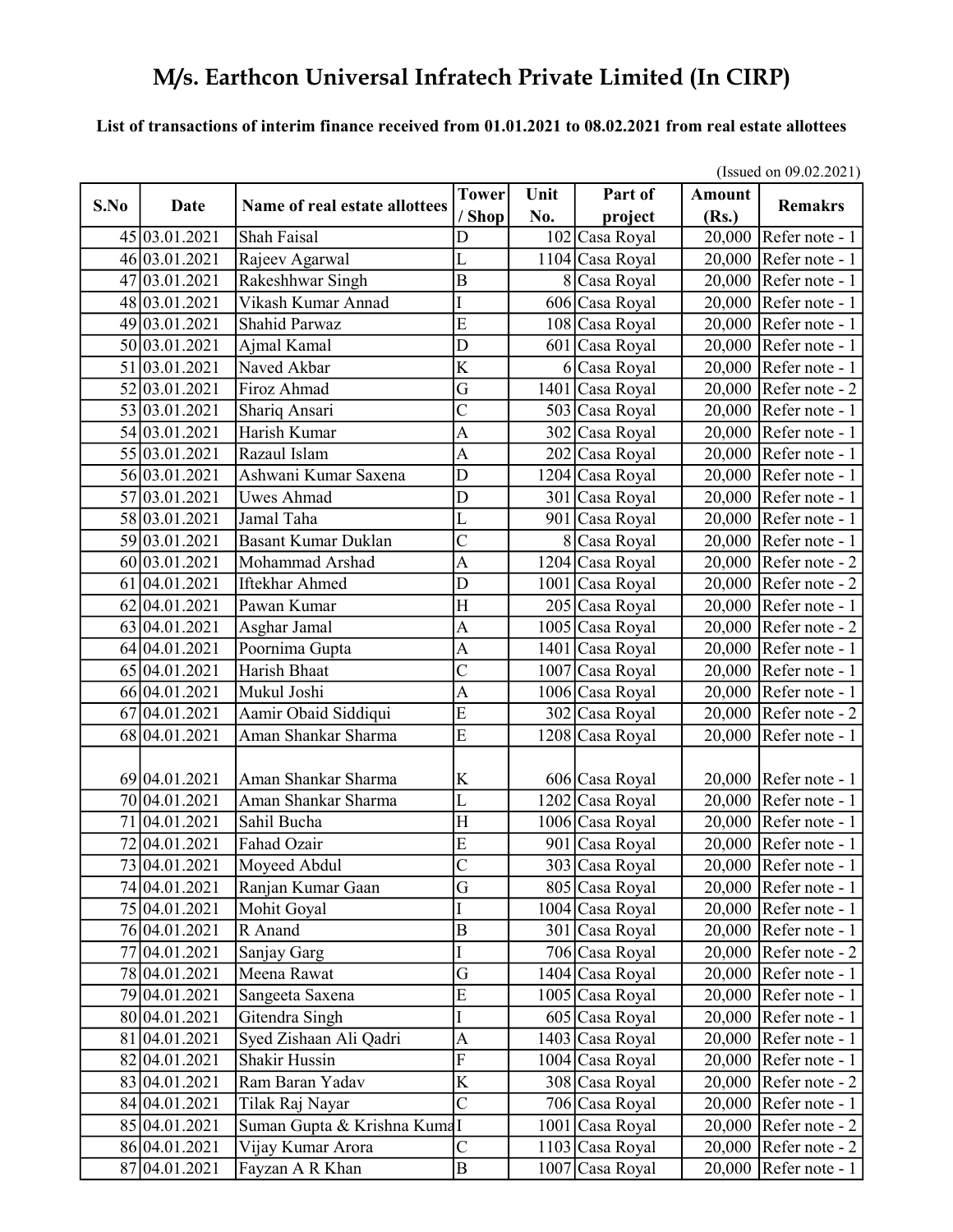# M/s. Earthcon Universal Infratech Private Limited (In CIRP)

**List of transactions of interim finance received from 01.01.2021 to 08.02.2021 from real estate allottees**

(Issued on 09.02.2021)

| S.No | Date | Name of real estate allottees | Tower / Shop | Unit No. | Part of project | Amount (Rs.) | Remakrs |
|---|---|---|---|---|---|---|---|
| 45 | 03.01.2021 | Shah Faisal | D | 102 | Casa Royal | 20,000 | Refer note - 1 |
| 46 | 03.01.2021 | Rajeev Agarwal | L | 1104 | Casa Royal | 20,000 | Refer note - 1 |
| 47 | 03.01.2021 | Rakeshhwar Singh | B | 8 | Casa Royal | 20,000 | Refer note - 1 |
| 48 | 03.01.2021 | Vikash Kumar Annad | I | 606 | Casa Royal | 20,000 | Refer note - 1 |
| 49 | 03.01.2021 | Shahid Parwaz | E | 108 | Casa Royal | 20,000 | Refer note - 1 |
| 50 | 03.01.2021 | Ajmal Kamal | D | 601 | Casa Royal | 20,000 | Refer note - 1 |
| 51 | 03.01.2021 | Naved Akbar | K | 6 | Casa Royal | 20,000 | Refer note - 1 |
| 52 | 03.01.2021 | Firoz Ahmad | G | 1401 | Casa Royal | 20,000 | Refer note - 2 |
| 53 | 03.01.2021 | Shariq Ansari | C | 503 | Casa Royal | 20,000 | Refer note - 1 |
| 54 | 03.01.2021 | Harish Kumar | A | 302 | Casa Royal | 20,000 | Refer note - 1 |
| 55 | 03.01.2021 | Razaul Islam | A | 202 | Casa Royal | 20,000 | Refer note - 1 |
| 56 | 03.01.2021 | Ashwani Kumar Saxena | D | 1204 | Casa Royal | 20,000 | Refer note - 1 |
| 57 | 03.01.2021 | Uwes Ahmad | D | 301 | Casa Royal | 20,000 | Refer note - 1 |
| 58 | 03.01.2021 | Jamal Taha | L | 901 | Casa Royal | 20,000 | Refer note - 1 |
| 59 | 03.01.2021 | Basant Kumar Duklan | C | 8 | Casa Royal | 20,000 | Refer note - 1 |
| 60 | 03.01.2021 | Mohammad Arshad | A | 1204 | Casa Royal | 20,000 | Refer note - 2 |
| 61 | 04.01.2021 | Iftekhar Ahmed | D | 1001 | Casa Royal | 20,000 | Refer note - 2 |
| 62 | 04.01.2021 | Pawan Kumar | H | 205 | Casa Royal | 20,000 | Refer note - 1 |
| 63 | 04.01.2021 | Asghar Jamal | A | 1005 | Casa Royal | 20,000 | Refer note - 2 |
| 64 | 04.01.2021 | Poornima Gupta | A | 1401 | Casa Royal | 20,000 | Refer note - 1 |
| 65 | 04.01.2021 | Harish Bhaat | C | 1007 | Casa Royal | 20,000 | Refer note - 1 |
| 66 | 04.01.2021 | Mukul Joshi | A | 1006 | Casa Royal | 20,000 | Refer note - 1 |
| 67 | 04.01.2021 | Aamir Obaid Siddiqui | E | 302 | Casa Royal | 20,000 | Refer note - 2 |
| 68 | 04.01.2021 | Aman Shankar Sharma | E | 1208 | Casa Royal | 20,000 | Refer note - 1 |
| 69 | 04.01.2021 | Aman Shankar Sharma | K | 606 | Casa Royal | 20,000 | Refer note - 1 |
| 70 | 04.01.2021 | Aman Shankar Sharma | L | 1202 | Casa Royal | 20,000 | Refer note - 1 |
| 71 | 04.01.2021 | Sahil Bucha | H | 1006 | Casa Royal | 20,000 | Refer note - 1 |
| 72 | 04.01.2021 | Fahad Ozair | E | 901 | Casa Royal | 20,000 | Refer note - 1 |
| 73 | 04.01.2021 | Moyeed Abdul | C | 303 | Casa Royal | 20,000 | Refer note - 1 |
| 74 | 04.01.2021 | Ranjan Kumar Gaan | G | 805 | Casa Royal | 20,000 | Refer note - 1 |
| 75 | 04.01.2021 | Mohit Goyal | I | 1004 | Casa Royal | 20,000 | Refer note - 1 |
| 76 | 04.01.2021 | R Anand | B | 301 | Casa Royal | 20,000 | Refer note - 1 |
| 77 | 04.01.2021 | Sanjay Garg | I | 706 | Casa Royal | 20,000 | Refer note - 2 |
| 78 | 04.01.2021 | Meena Rawat | G | 1404 | Casa Royal | 20,000 | Refer note - 1 |
| 79 | 04.01.2021 | Sangeeta Saxena | E | 1005 | Casa Royal | 20,000 | Refer note - 1 |
| 80 | 04.01.2021 | Gitendra Singh | I | 605 | Casa Royal | 20,000 | Refer note - 1 |
| 81 | 04.01.2021 | Syed Zishaan Ali Qadri | A | 1403 | Casa Royal | 20,000 | Refer note - 1 |
| 82 | 04.01.2021 | Shakir Hussin | F | 1004 | Casa Royal | 20,000 | Refer note - 1 |
| 83 | 04.01.2021 | Ram Baran Yadav | K | 308 | Casa Royal | 20,000 | Refer note - 2 |
| 84 | 04.01.2021 | Tilak Raj Nayar | C | 706 | Casa Royal | 20,000 | Refer note - 1 |
| 85 | 04.01.2021 | Suman Gupta & Krishna Kuma | I | 1001 | Casa Royal | 20,000 | Refer note - 2 |
| 86 | 04.01.2021 | Vijay Kumar Arora | C | 1103 | Casa Royal | 20,000 | Refer note - 2 |
| 87 | 04.01.2021 | Fayzan A R Khan | B | 1007 | Casa Royal | 20,000 | Refer note - 1 |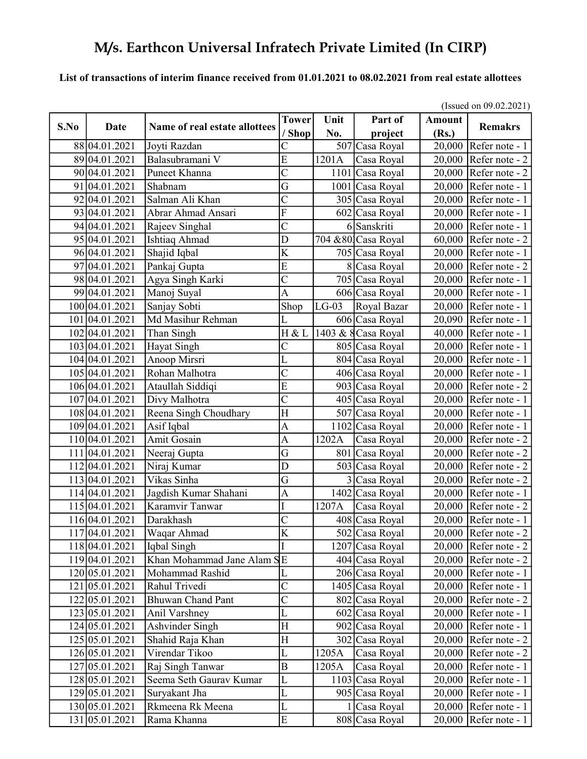# M/s. Earthcon Universal Infratech Private Limited (In CIRP)

**List of transactions of interim finance received from 01.01.2021 to 08.02.2021 from real estate allottees**

(Issued on 09.02.2021)

| S.No | Date | Name of real estate allottees | Tower / Shop | Unit No. | Part of project | Amount (Rs.) | Remakrs |
|---|---|---|---|---|---|---|---|
| 88 | 04.01.2021 | Joyti Razdan | C | 507 | Casa Royal | 20,000 | Refer note - 1 |
| 89 | 04.01.2021 | Balasubramani V | E | 1201A | Casa Royal | 20,000 | Refer note - 2 |
| 90 | 04.01.2021 | Puneet Khanna | C | 1101 | Casa Royal | 20,000 | Refer note - 2 |
| 91 | 04.01.2021 | Shabnam | G | 1001 | Casa Royal | 20,000 | Refer note - 1 |
| 92 | 04.01.2021 | Salman Ali Khan | C | 305 | Casa Royal | 20,000 | Refer note - 1 |
| 93 | 04.01.2021 | Abrar Ahmad Ansari | F | 602 | Casa Royal | 20,000 | Refer note - 1 |
| 94 | 04.01.2021 | Rajeev Singhal | C | 6 | Sanskriti | 20,000 | Refer note - 1 |
| 95 | 04.01.2021 | Ishtiaq Ahmad | D | 704 &80 | Casa Royal | 60,000 | Refer note - 2 |
| 96 | 04.01.2021 | Shajid Iqbal | K | 705 | Casa Royal | 20,000 | Refer note - 1 |
| 97 | 04.01.2021 | Pankaj Gupta | E | 8 | Casa Royal | 20,000 | Refer note - 2 |
| 98 | 04.01.2021 | Agya Singh Karki | C | 705 | Casa Royal | 20,000 | Refer note - 1 |
| 99 | 04.01.2021 | Manoj Suyal | A | 606 | Casa Royal | 20,000 | Refer note - 1 |
| 100 | 04.01.2021 | Sanjay Sobti | Shop | LG-03 | Royal Bazar | 20,000 | Refer note - 1 |
| 101 | 04.01.2021 | Md Masihur Rehman | L | 606 | Casa Royal | 20,090 | Refer note - 1 |
| 102 | 04.01.2021 | Than Singh | H & L | 1403 & 8 | Casa Royal | 40,000 | Refer note - 1 |
| 103 | 04.01.2021 | Hayat Singh | C | 805 | Casa Royal | 20,000 | Refer note - 1 |
| 104 | 04.01.2021 | Anoop Mirsri | L | 804 | Casa Royal | 20,000 | Refer note - 1 |
| 105 | 04.01.2021 | Rohan Malhotra | C | 406 | Casa Royal | 20,000 | Refer note - 1 |
| 106 | 04.01.2021 | Ataullah Siddiqi | E | 903 | Casa Royal | 20,000 | Refer note - 2 |
| 107 | 04.01.2021 | Divy Malhotra | C | 405 | Casa Royal | 20,000 | Refer note - 1 |
| 108 | 04.01.2021 | Reena Singh Choudhary | H | 507 | Casa Royal | 20,000 | Refer note - 1 |
| 109 | 04.01.2021 | Asif Iqbal | A | 1102 | Casa Royal | 20,000 | Refer note - 1 |
| 110 | 04.01.2021 | Amit Gosain | A | 1202A | Casa Royal | 20,000 | Refer note - 2 |
| 111 | 04.01.2021 | Neeraj Gupta | G | 801 | Casa Royal | 20,000 | Refer note - 2 |
| 112 | 04.01.2021 | Niraj Kumar | D | 503 | Casa Royal | 20,000 | Refer note - 2 |
| 113 | 04.01.2021 | Vikas Sinha | G | 3 | Casa Royal | 20,000 | Refer note - 2 |
| 114 | 04.01.2021 | Jagdish Kumar Shahani | A | 1402 | Casa Royal | 20,000 | Refer note - 1 |
| 115 | 04.01.2021 | Karamvir Tanwar | I | 1207A | Casa Royal | 20,000 | Refer note - 2 |
| 116 | 04.01.2021 | Darakhash | C | 408 | Casa Royal | 20,000 | Refer note - 1 |
| 117 | 04.01.2021 | Waqar Ahmad | K | 502 | Casa Royal | 20,000 | Refer note - 2 |
| 118 | 04.01.2021 | Iqbal Singh | I | 1207 | Casa Royal | 20,000 | Refer note - 2 |
| 119 | 04.01.2021 | Khan Mohammad Jane Alam S | E | 404 | Casa Royal | 20,000 | Refer note - 2 |
| 120 | 05.01.2021 | Mohammad Rashid | L | 206 | Casa Royal | 20,000 | Refer note - 1 |
| 121 | 05.01.2021 | Rahul Trivedi | C | 1405 | Casa Royal | 20,000 | Refer note - 1 |
| 122 | 05.01.2021 | Bhuwan Chand Pant | C | 802 | Casa Royal | 20,000 | Refer note - 2 |
| 123 | 05.01.2021 | Anil Varshney | L | 602 | Casa Royal | 20,000 | Refer note - 1 |
| 124 | 05.01.2021 | Ashvinder Singh | H | 902 | Casa Royal | 20,000 | Refer note - 1 |
| 125 | 05.01.2021 | Shahid Raja Khan | H | 302 | Casa Royal | 20,000 | Refer note - 2 |
| 126 | 05.01.2021 | Virendar Tikoo | L | 1205A | Casa Royal | 20,000 | Refer note - 2 |
| 127 | 05.01.2021 | Raj Singh Tanwar | B | 1205A | Casa Royal | 20,000 | Refer note - 1 |
| 128 | 05.01.2021 | Seema Seth Gaurav Kumar | L | 1103 | Casa Royal | 20,000 | Refer note - 1 |
| 129 | 05.01.2021 | Suryakant Jha | L | 905 | Casa Royal | 20,000 | Refer note - 1 |
| 130 | 05.01.2021 | Rkmeena Rk Meena | L | 1 | Casa Royal | 20,000 | Refer note - 1 |
| 131 | 05.01.2021 | Rama Khanna | E | 808 | Casa Royal | 20,000 | Refer note - 1 |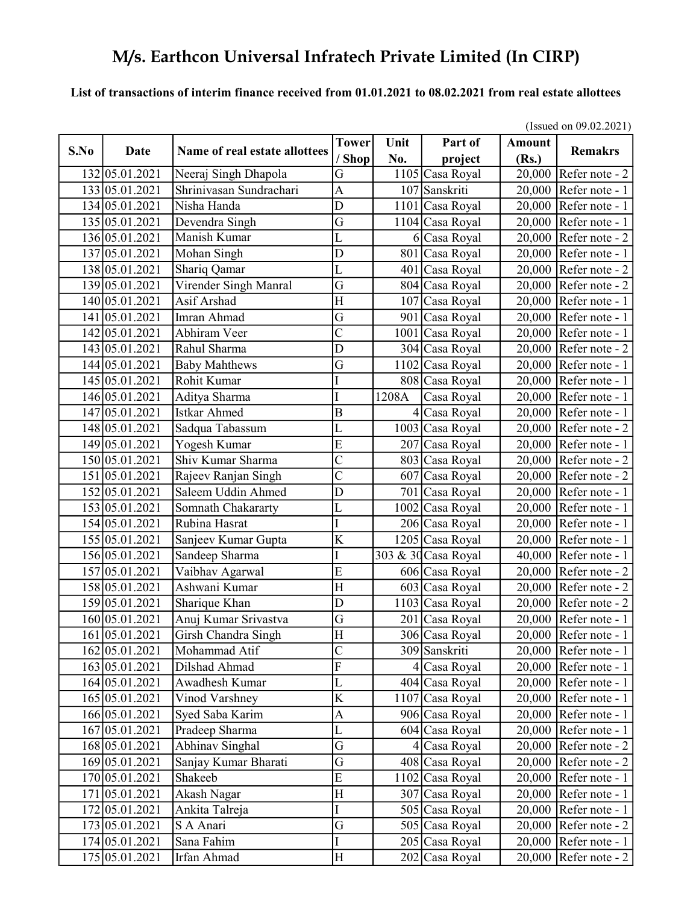# M/s. Earthcon Universal Infratech Private Limited (In CIRP)

**List of transactions of interim finance received from 01.01.2021 to 08.02.2021 from real estate allottees**

(Issued on 09.02.2021)

| S.No | Date | Name of real estate allottees | Tower / Shop | Unit No. | Part of project | Amount (Rs.) | Remakrs |
|---|---|---|---|---|---|---|---|
| 132 | 05.01.2021 | Neeraj Singh Dhapola | G | 1105 | Casa Royal | 20,000 | Refer note - 2 |
| 133 | 05.01.2021 | Shrinivasan Sundrachari | A | 107 | Sanskriti | 20,000 | Refer note - 1 |
| 134 | 05.01.2021 | Nisha Handa | D | 1101 | Casa Royal | 20,000 | Refer note - 1 |
| 135 | 05.01.2021 | Devendra Singh | G | 1104 | Casa Royal | 20,000 | Refer note - 1 |
| 136 | 05.01.2021 | Manish Kumar | L | 6 | Casa Royal | 20,000 | Refer note - 2 |
| 137 | 05.01.2021 | Mohan Singh | D | 801 | Casa Royal | 20,000 | Refer note - 1 |
| 138 | 05.01.2021 | Shariq Qamar | L | 401 | Casa Royal | 20,000 | Refer note - 2 |
| 139 | 05.01.2021 | Virender Singh Manral | G | 804 | Casa Royal | 20,000 | Refer note - 2 |
| 140 | 05.01.2021 | Asif Arshad | H | 107 | Casa Royal | 20,000 | Refer note - 1 |
| 141 | 05.01.2021 | Imran Ahmad | G | 901 | Casa Royal | 20,000 | Refer note - 1 |
| 142 | 05.01.2021 | Abhiram Veer | C | 1001 | Casa Royal | 20,000 | Refer note - 1 |
| 143 | 05.01.2021 | Rahul Sharma | D | 304 | Casa Royal | 20,000 | Refer note - 2 |
| 144 | 05.01.2021 | Baby Mahthews | G | 1102 | Casa Royal | 20,000 | Refer note - 1 |
| 145 | 05.01.2021 | Rohit Kumar | I | 808 | Casa Royal | 20,000 | Refer note - 1 |
| 146 | 05.01.2021 | Aditya Sharma | I | 1208A | Casa Royal | 20,000 | Refer note - 1 |
| 147 | 05.01.2021 | Istkar Ahmed | B | 4 | Casa Royal | 20,000 | Refer note - 1 |
| 148 | 05.01.2021 | Sadqua Tabassum | L | 1003 | Casa Royal | 20,000 | Refer note - 2 |
| 149 | 05.01.2021 | Yogesh Kumar | E | 207 | Casa Royal | 20,000 | Refer note - 1 |
| 150 | 05.01.2021 | Shiv Kumar Sharma | C | 803 | Casa Royal | 20,000 | Refer note - 2 |
| 151 | 05.01.2021 | Rajeev Ranjan Singh | C | 607 | Casa Royal | 20,000 | Refer note - 2 |
| 152 | 05.01.2021 | Saleem Uddin Ahmed | D | 701 | Casa Royal | 20,000 | Refer note - 1 |
| 153 | 05.01.2021 | Somnath Chakararty | L | 1002 | Casa Royal | 20,000 | Refer note - 1 |
| 154 | 05.01.2021 | Rubina Hasrat | I | 206 | Casa Royal | 20,000 | Refer note - 1 |
| 155 | 05.01.2021 | Sanjeev Kumar Gupta | K | 1205 | Casa Royal | 20,000 | Refer note - 1 |
| 156 | 05.01.2021 | Sandeep Sharma | I | 303 & 30 | Casa Royal | 40,000 | Refer note - 1 |
| 157 | 05.01.2021 | Vaibhav Agarwal | E | 606 | Casa Royal | 20,000 | Refer note - 2 |
| 158 | 05.01.2021 | Ashwani Kumar | H | 603 | Casa Royal | 20,000 | Refer note - 2 |
| 159 | 05.01.2021 | Sharique Khan | D | 1103 | Casa Royal | 20,000 | Refer note - 2 |
| 160 | 05.01.2021 | Anuj Kumar Srivastva | G | 201 | Casa Royal | 20,000 | Refer note - 1 |
| 161 | 05.01.2021 | Girsh Chandra Singh | H | 306 | Casa Royal | 20,000 | Refer note - 1 |
| 162 | 05.01.2021 | Mohammad Atif | C | 309 | Sanskriti | 20,000 | Refer note - 1 |
| 163 | 05.01.2021 | Dilshad Ahmad | F | 4 | Casa Royal | 20,000 | Refer note - 1 |
| 164 | 05.01.2021 | Awadhesh Kumar | L | 404 | Casa Royal | 20,000 | Refer note - 1 |
| 165 | 05.01.2021 | Vinod Varshney | K | 1107 | Casa Royal | 20,000 | Refer note - 1 |
| 166 | 05.01.2021 | Syed Saba Karim | A | 906 | Casa Royal | 20,000 | Refer note - 1 |
| 167 | 05.01.2021 | Pradeep Sharma | L | 604 | Casa Royal | 20,000 | Refer note - 1 |
| 168 | 05.01.2021 | Abhinav Singhal | G | 4 | Casa Royal | 20,000 | Refer note - 2 |
| 169 | 05.01.2021 | Sanjay Kumar Bharati | G | 408 | Casa Royal | 20,000 | Refer note - 2 |
| 170 | 05.01.2021 | Shakeeb | E | 1102 | Casa Royal | 20,000 | Refer note - 1 |
| 171 | 05.01.2021 | Akash Nagar | H | 307 | Casa Royal | 20,000 | Refer note - 1 |
| 172 | 05.01.2021 | Ankita Talreja | I | 505 | Casa Royal | 20,000 | Refer note - 1 |
| 173 | 05.01.2021 | S A Anari | G | 505 | Casa Royal | 20,000 | Refer note - 2 |
| 174 | 05.01.2021 | Sana Fahim | I | 205 | Casa Royal | 20,000 | Refer note - 1 |
| 175 | 05.01.2021 | Irfan Ahmad | H | 202 | Casa Royal | 20,000 | Refer note - 2 |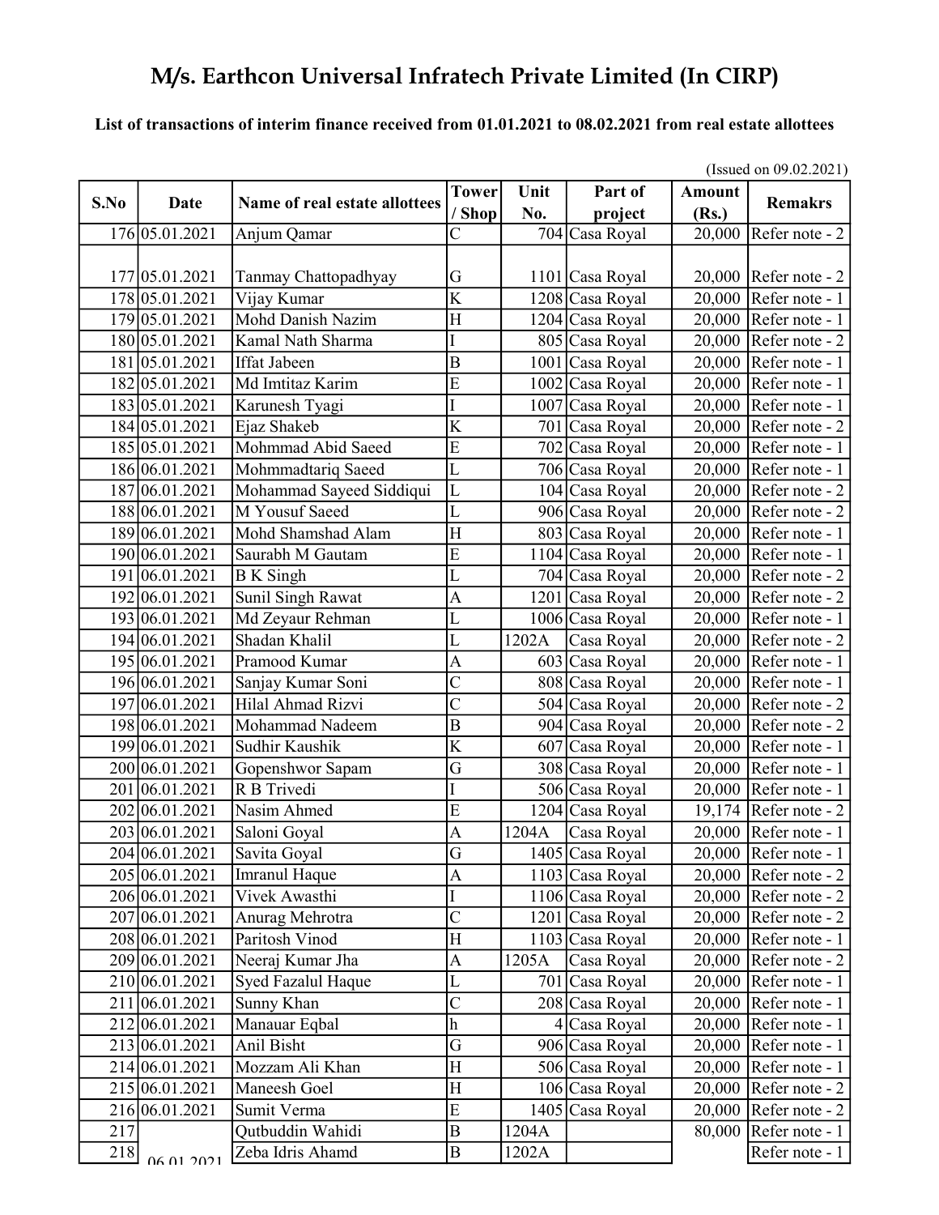# M/s. Earthcon Universal Infratech Private Limited (In CIRP)

**List of transactions of interim finance received from 01.01.2021 to 08.02.2021 from real estate allottees**

(Issued on 09.02.2021)

| S.No | Date | Name of real estate allottees | Tower / Shop | Unit No. | Part of project | Amount (Rs.) | Remakrs |
|---|---|---|---|---|---|---|---|
| 176 | 05.01.2021 | Anjum Qamar | C | 704 | Casa Royal | 20,000 | Refer note - 2 |
| 177 | 05.01.2021 | Tanmay Chattopadhyay | G | 1101 | Casa Royal | 20,000 | Refer note - 2 |
| 178 | 05.01.2021 | Vijay Kumar | K | 1208 | Casa Royal | 20,000 | Refer note - 1 |
| 179 | 05.01.2021 | Mohd Danish Nazim | H | 1204 | Casa Royal | 20,000 | Refer note - 1 |
| 180 | 05.01.2021 | Kamal Nath Sharma | I | 805 | Casa Royal | 20,000 | Refer note - 2 |
| 181 | 05.01.2021 | Iffat Jabeen | B | 1001 | Casa Royal | 20,000 | Refer note - 1 |
| 182 | 05.01.2021 | Md Imtitaz Karim | E | 1002 | Casa Royal | 20,000 | Refer note - 1 |
| 183 | 05.01.2021 | Karunesh Tyagi | I | 1007 | Casa Royal | 20,000 | Refer note - 1 |
| 184 | 05.01.2021 | Ejaz Shakeb | K | 701 | Casa Royal | 20,000 | Refer note - 2 |
| 185 | 05.01.2021 | Mohmmad Abid Saeed | E | 702 | Casa Royal | 20,000 | Refer note - 1 |
| 186 | 06.01.2021 | Mohmmadtariq Saeed | L | 706 | Casa Royal | 20,000 | Refer note - 1 |
| 187 | 06.01.2021 | Mohammad Sayeed Siddiqui | L | 104 | Casa Royal | 20,000 | Refer note - 2 |
| 188 | 06.01.2021 | M Yousuf Saeed | L | 906 | Casa Royal | 20,000 | Refer note - 2 |
| 189 | 06.01.2021 | Mohd Shamshad Alam | H | 803 | Casa Royal | 20,000 | Refer note - 1 |
| 190 | 06.01.2021 | Saurabh M Gautam | E | 1104 | Casa Royal | 20,000 | Refer note - 1 |
| 191 | 06.01.2021 | B K Singh | L | 704 | Casa Royal | 20,000 | Refer note - 2 |
| 192 | 06.01.2021 | Sunil Singh Rawat | A | 1201 | Casa Royal | 20,000 | Refer note - 2 |
| 193 | 06.01.2021 | Md Zeyaur Rehman | L | 1006 | Casa Royal | 20,000 | Refer note - 1 |
| 194 | 06.01.2021 | Shadan Khalil | L | 1202A | Casa Royal | 20,000 | Refer note - 2 |
| 195 | 06.01.2021 | Pramood Kumar | A | 603 | Casa Royal | 20,000 | Refer note - 1 |
| 196 | 06.01.2021 | Sanjay Kumar Soni | C | 808 | Casa Royal | 20,000 | Refer note - 1 |
| 197 | 06.01.2021 | Hilal Ahmad Rizvi | C | 504 | Casa Royal | 20,000 | Refer note - 2 |
| 198 | 06.01.2021 | Mohammad Nadeem | B | 904 | Casa Royal | 20,000 | Refer note - 2 |
| 199 | 06.01.2021 | Sudhir Kaushik | K | 607 | Casa Royal | 20,000 | Refer note - 1 |
| 200 | 06.01.2021 | Gopenshwor Sapam | G | 308 | Casa Royal | 20,000 | Refer note - 1 |
| 201 | 06.01.2021 | R B Trivedi | I | 506 | Casa Royal | 20,000 | Refer note - 1 |
| 202 | 06.01.2021 | Nasim Ahmed | E | 1204 | Casa Royal | 19,174 | Refer note - 2 |
| 203 | 06.01.2021 | Saloni Goyal | A | 1204A | Casa Royal | 20,000 | Refer note - 1 |
| 204 | 06.01.2021 | Savita Goyal | G | 1405 | Casa Royal | 20,000 | Refer note - 1 |
| 205 | 06.01.2021 | Imranul Haque | A | 1103 | Casa Royal | 20,000 | Refer note - 2 |
| 206 | 06.01.2021 | Vivek Awasthi | I | 1106 | Casa Royal | 20,000 | Refer note - 2 |
| 207 | 06.01.2021 | Anurag Mehrotra | C | 1201 | Casa Royal | 20,000 | Refer note - 2 |
| 208 | 06.01.2021 | Paritosh Vinod | H | 1103 | Casa Royal | 20,000 | Refer note - 1 |
| 209 | 06.01.2021 | Neeraj Kumar Jha | A | 1205A | Casa Royal | 20,000 | Refer note - 2 |
| 210 | 06.01.2021 | Syed Fazalul Haque | L | 701 | Casa Royal | 20,000 | Refer note - 1 |
| 211 | 06.01.2021 | Sunny Khan | C | 208 | Casa Royal | 20,000 | Refer note - 1 |
| 212 | 06.01.2021 | Manauar Eqbal | h | 4 | Casa Royal | 20,000 | Refer note - 1 |
| 213 | 06.01.2021 | Anil Bisht | G | 906 | Casa Royal | 20,000 | Refer note - 1 |
| 214 | 06.01.2021 | Mozzam Ali Khan | H | 506 | Casa Royal | 20,000 | Refer note - 1 |
| 215 | 06.01.2021 | Maneesh Goel | H | 106 | Casa Royal | 20,000 | Refer note - 2 |
| 216 | 06.01.2021 | Sumit Verma | E | 1405 | Casa Royal | 20,000 | Refer note - 2 |
| 217 | 06.01.2021 | Qutbuddin Wahidi | B | 1204A | | 80,000 | Refer note - 1 |
| 218 | | Zeba Idris Ahamd | B | 1202A | | | Refer note - 1 |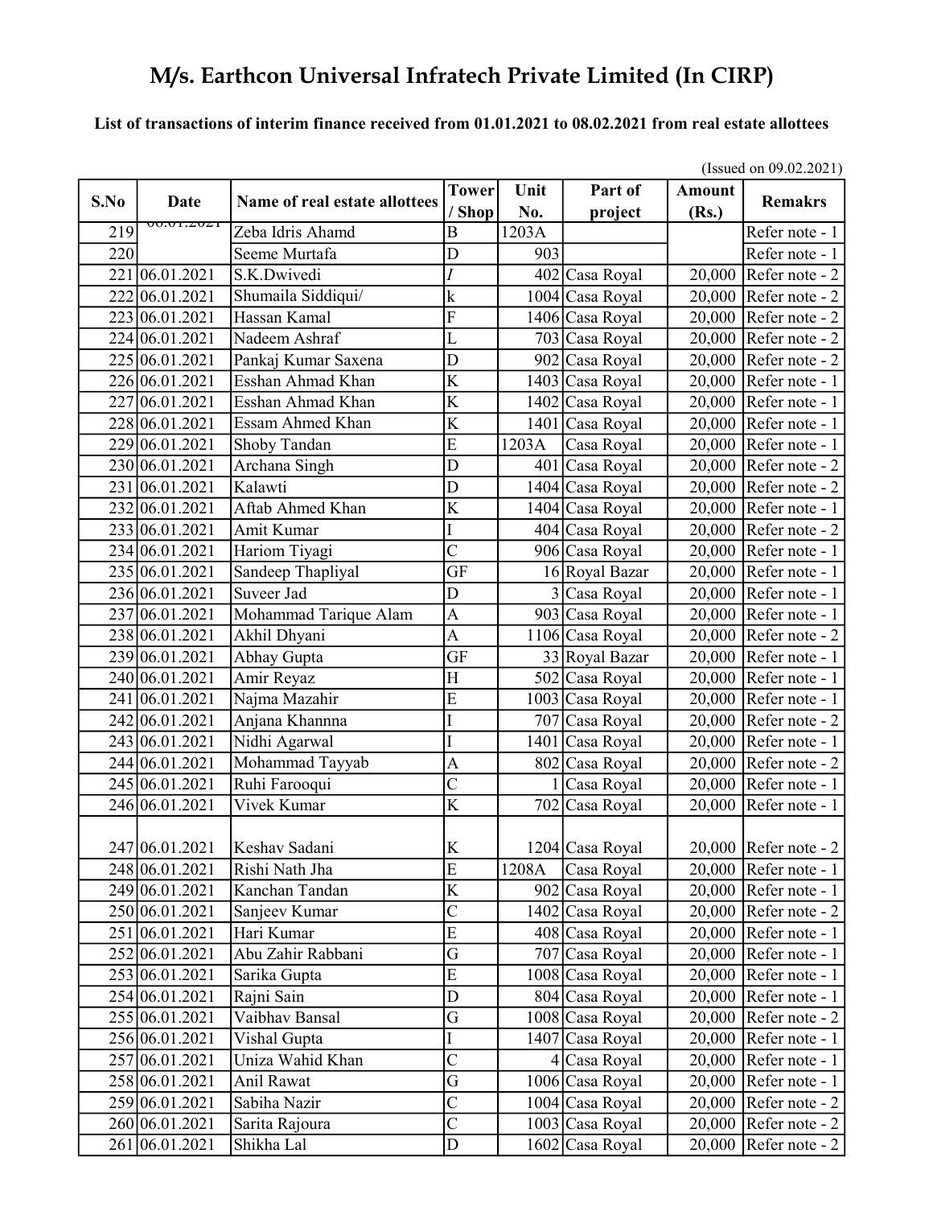# M/s. Earthcon Universal Infratech Private Limited (In CIRP)

**List of transactions of interim finance received from 01.01.2021 to 08.02.2021 from real estate allottees**

(Issued on 09.02.2021)

| S.No | Date | Name of real estate allottees | Tower / Shop | Unit No. | Part of project | Amount (Rs.) | Remakrs |
|---|---|---|---|---|---|---|---|
| 219 | 06.01.2021 | Zeba Idris Ahamd | B | 1203A | | | Refer note - 1 |
| 220 | | Seeme Murtafa | D | 903 | | | Refer note - 1 |
| 221 | 06.01.2021 | S.K.Dwivedi | *I* | 402 | Casa Royal | 20,000 | Refer note - 2 |
| 222 | 06.01.2021 | Shumaila Siddiqui/ | k | 1004 | Casa Royal | 20,000 | Refer note - 2 |
| 223 | 06.01.2021 | Hassan Kamal | F | 1406 | Casa Royal | 20,000 | Refer note - 2 |
| 224 | 06.01.2021 | Nadeem Ashraf | L | 703 | Casa Royal | 20,000 | Refer note - 2 |
| 225 | 06.01.2021 | Pankaj Kumar Saxena | D | 902 | Casa Royal | 20,000 | Refer note - 2 |
| 226 | 06.01.2021 | Esshan Ahmad Khan | K | 1403 | Casa Royal | 20,000 | Refer note - 1 |
| 227 | 06.01.2021 | Esshan Ahmad Khan | K | 1402 | Casa Royal | 20,000 | Refer note - 1 |
| 228 | 06.01.2021 | Essam Ahmed Khan | K | 1401 | Casa Royal | 20,000 | Refer note - 1 |
| 229 | 06.01.2021 | Shoby Tandan | E | 1203A | Casa Royal | 20,000 | Refer note - 1 |
| 230 | 06.01.2021 | Archana Singh | D | 401 | Casa Royal | 20,000 | Refer note - 2 |
| 231 | 06.01.2021 | Kalawti | D | 1404 | Casa Royal | 20,000 | Refer note - 2 |
| 232 | 06.01.2021 | Aftab Ahmed Khan | K | 1404 | Casa Royal | 20,000 | Refer note - 1 |
| 233 | 06.01.2021 | Amit Kumar | I | 404 | Casa Royal | 20,000 | Refer note - 2 |
| 234 | 06.01.2021 | Hariom Tiyagi | C | 906 | Casa Royal | 20,000 | Refer note - 1 |
| 235 | 06.01.2021 | Sandeep Thapliyal | GF | 16 | Royal Bazar | 20,000 | Refer note - 1 |
| 236 | 06.01.2021 | Suveer Jad | D | 3 | Casa Royal | 20,000 | Refer note - 1 |
| 237 | 06.01.2021 | Mohammad Tarique Alam | A | 903 | Casa Royal | 20,000 | Refer note - 1 |
| 238 | 06.01.2021 | Akhil Dhyani | A | 1106 | Casa Royal | 20,000 | Refer note - 2 |
| 239 | 06.01.2021 | Abhay Gupta | GF | 33 | Royal Bazar | 20,000 | Refer note - 1 |
| 240 | 06.01.2021 | Amir Reyaz | H | 502 | Casa Royal | 20,000 | Refer note - 1 |
| 241 | 06.01.2021 | Najma Mazahir | E | 1003 | Casa Royal | 20,000 | Refer note - 1 |
| 242 | 06.01.2021 | Anjana Khannna | I | 707 | Casa Royal | 20,000 | Refer note - 2 |
| 243 | 06.01.2021 | Nidhi Agarwal | I | 1401 | Casa Royal | 20,000 | Refer note - 1 |
| 244 | 06.01.2021 | Mohammad Tayyab | A | 802 | Casa Royal | 20,000 | Refer note - 2 |
| 245 | 06.01.2021 | Ruhi Farooqui | C | 1 | Casa Royal | 20,000 | Refer note - 1 |
| 246 | 06.01.2021 | Vivek Kumar | K | 702 | Casa Royal | 20,000 | Refer note - 1 |
| 247 | 06.01.2021 | Keshav Sadani | K | 1204 | Casa Royal | 20,000 | Refer note - 2 |
| 248 | 06.01.2021 | Rishi Nath Jha | E | 1208A | Casa Royal | 20,000 | Refer note - 1 |
| 249 | 06.01.2021 | Kanchan Tandan | K | 902 | Casa Royal | 20,000 | Refer note - 1 |
| 250 | 06.01.2021 | Sanjeev Kumar | C | 1402 | Casa Royal | 20,000 | Refer note - 2 |
| 251 | 06.01.2021 | Hari Kumar | E | 408 | Casa Royal | 20,000 | Refer note - 1 |
| 252 | 06.01.2021 | Abu Zahir Rabbani | G | 707 | Casa Royal | 20,000 | Refer note - 1 |
| 253 | 06.01.2021 | Sarika Gupta | E | 1008 | Casa Royal | 20,000 | Refer note - 1 |
| 254 | 06.01.2021 | Rajni Sain | D | 804 | Casa Royal | 20,000 | Refer note - 1 |
| 255 | 06.01.2021 | Vaibhav Bansal | G | 1008 | Casa Royal | 20,000 | Refer note - 2 |
| 256 | 06.01.2021 | Vishal Gupta | I | 1407 | Casa Royal | 20,000 | Refer note - 1 |
| 257 | 06.01.2021 | Uniza Wahid Khan | C | 4 | Casa Royal | 20,000 | Refer note - 1 |
| 258 | 06.01.2021 | Anil Rawat | G | 1006 | Casa Royal | 20,000 | Refer note - 1 |
| 259 | 06.01.2021 | Sabiha Nazir | C | 1004 | Casa Royal | 20,000 | Refer note - 2 |
| 260 | 06.01.2021 | Sarita Rajoura | C | 1003 | Casa Royal | 20,000 | Refer note - 2 |
| 261 | 06.01.2021 | Shikha Lal | D | 1602 | Casa Royal | 20,000 | Refer note - 2 |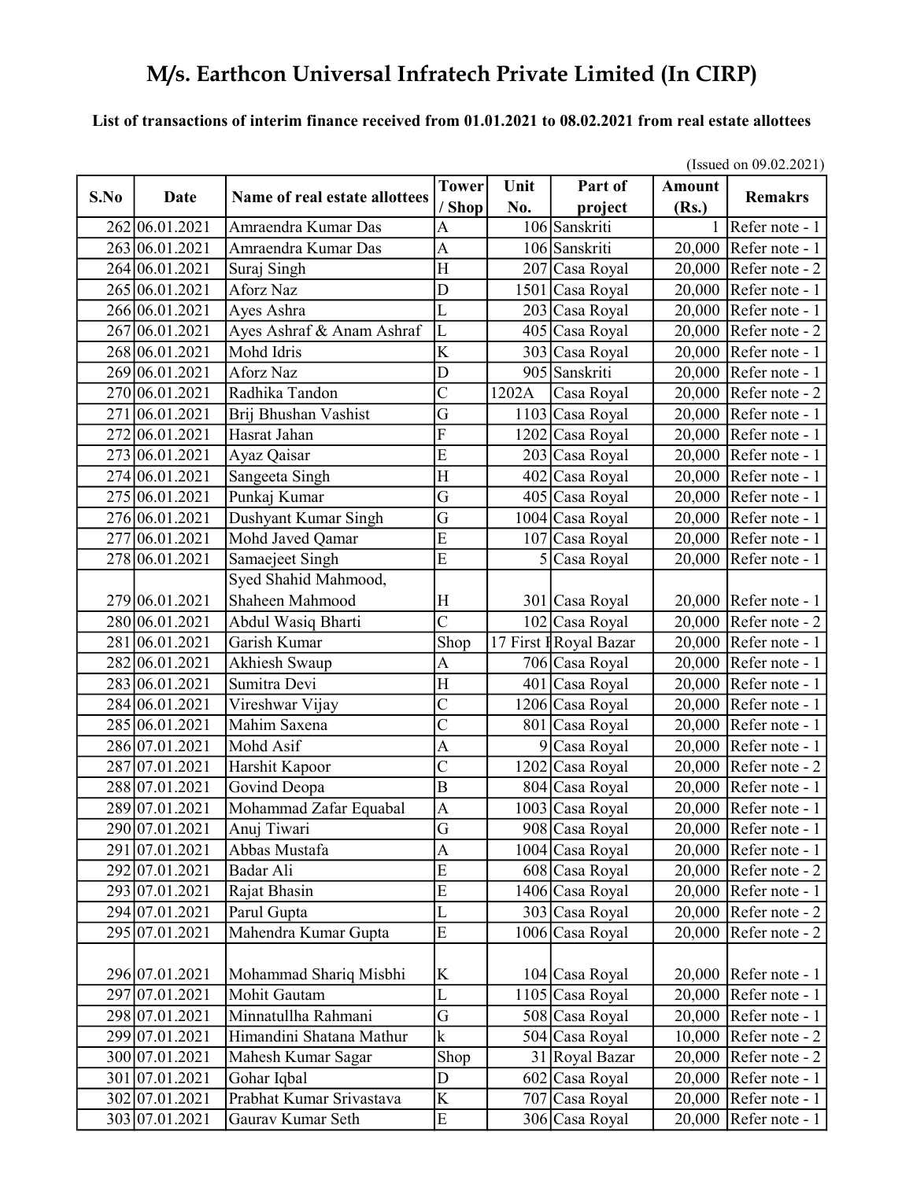# M/s. Earthcon Universal Infratech Private Limited (In CIRP)

**List of transactions of interim finance received from 01.01.2021 to 08.02.2021 from real estate allottees**

(Issued on 09.02.2021)

| S.No | Date | Name of real estate allottees | Tower / Shop | Unit No. | Part of project | Amount (Rs.) | Remakrs |
|---|---|---|---|---|---|---|---|
| 262 | 06.01.2021 | Amraendra Kumar Das | A | 106 | Sanskriti | 1 | Refer note - 1 |
| 263 | 06.01.2021 | Amraendra Kumar Das | A | 106 | Sanskriti | 20,000 | Refer note - 1 |
| 264 | 06.01.2021 | Suraj Singh | H | 207 | Casa Royal | 20,000 | Refer note - 2 |
| 265 | 06.01.2021 | Aforz Naz | D | 1501 | Casa Royal | 20,000 | Refer note - 1 |
| 266 | 06.01.2021 | Ayes Ashra | L | 203 | Casa Royal | 20,000 | Refer note - 1 |
| 267 | 06.01.2021 | Ayes Ashraf & Anam Ashraf | L | 405 | Casa Royal | 20,000 | Refer note - 2 |
| 268 | 06.01.2021 | Mohd Idris | K | 303 | Casa Royal | 20,000 | Refer note - 1 |
| 269 | 06.01.2021 | Aforz Naz | D | 905 | Sanskriti | 20,000 | Refer note - 1 |
| 270 | 06.01.2021 | Radhika Tandon | C | 1202A | Casa Royal | 20,000 | Refer note - 2 |
| 271 | 06.01.2021 | Brij Bhushan Vashist | G | 1103 | Casa Royal | 20,000 | Refer note - 1 |
| 272 | 06.01.2021 | Hasrat Jahan | F | 1202 | Casa Royal | 20,000 | Refer note - 1 |
| 273 | 06.01.2021 | Ayaz Qaisar | E | 203 | Casa Royal | 20,000 | Refer note - 1 |
| 274 | 06.01.2021 | Sangeeta Singh | H | 402 | Casa Royal | 20,000 | Refer note - 1 |
| 275 | 06.01.2021 | Punkaj Kumar | G | 405 | Casa Royal | 20,000 | Refer note - 1 |
| 276 | 06.01.2021 | Dushyant Kumar Singh | G | 1004 | Casa Royal | 20,000 | Refer note - 1 |
| 277 | 06.01.2021 | Mohd Javed Qamar | E | 107 | Casa Royal | 20,000 | Refer note - 1 |
| 278 | 06.01.2021 | Samaejeet Singh | E | 5 | Casa Royal | 20,000 | Refer note - 1 |
| 279 | 06.01.2021 | Syed Shahid Mahmood, Shaheen Mahmood | H | 301 | Casa Royal | 20,000 | Refer note - 1 |
| 280 | 06.01.2021 | Abdul Wasiq Bharti | C | 102 | Casa Royal | 20,000 | Refer note - 2 |
| 281 | 06.01.2021 | Garish Kumar | Shop | 17 First F | Royal Bazar | 20,000 | Refer note - 1 |
| 282 | 06.01.2021 | Akhiesh Swaup | A | 706 | Casa Royal | 20,000 | Refer note - 1 |
| 283 | 06.01.2021 | Sumitra Devi | H | 401 | Casa Royal | 20,000 | Refer note - 1 |
| 284 | 06.01.2021 | Vireshwar Vijay | C | 1206 | Casa Royal | 20,000 | Refer note - 1 |
| 285 | 06.01.2021 | Mahim Saxena | C | 801 | Casa Royal | 20,000 | Refer note - 1 |
| 286 | 07.01.2021 | Mohd Asif | A | 9 | Casa Royal | 20,000 | Refer note - 1 |
| 287 | 07.01.2021 | Harshit Kapoor | C | 1202 | Casa Royal | 20,000 | Refer note - 2 |
| 288 | 07.01.2021 | Govind Deopa | B | 804 | Casa Royal | 20,000 | Refer note - 1 |
| 289 | 07.01.2021 | Mohammad Zafar Equabal | A | 1003 | Casa Royal | 20,000 | Refer note - 1 |
| 290 | 07.01.2021 | Anuj Tiwari | G | 908 | Casa Royal | 20,000 | Refer note - 1 |
| 291 | 07.01.2021 | Abbas Mustafa | A | 1004 | Casa Royal | 20,000 | Refer note - 1 |
| 292 | 07.01.2021 | Badar Ali | E | 608 | Casa Royal | 20,000 | Refer note - 2 |
| 293 | 07.01.2021 | Rajat Bhasin | E | 1406 | Casa Royal | 20,000 | Refer note - 1 |
| 294 | 07.01.2021 | Parul Gupta | L | 303 | Casa Royal | 20,000 | Refer note - 2 |
| 295 | 07.01.2021 | Mahendra Kumar Gupta | E | 1006 | Casa Royal | 20,000 | Refer note - 2 |
| 296 | 07.01.2021 | Mohammad Shariq Misbhi | K | 104 | Casa Royal | 20,000 | Refer note - 1 |
| 297 | 07.01.2021 | Mohit Gautam | L | 1105 | Casa Royal | 20,000 | Refer note - 1 |
| 298 | 07.01.2021 | Minnatullha Rahmani | G | 508 | Casa Royal | 20,000 | Refer note - 1 |
| 299 | 07.01.2021 | Himandini Shatana Mathur | k | 504 | Casa Royal | 10,000 | Refer note - 2 |
| 300 | 07.01.2021 | Mahesh Kumar Sagar | Shop | 31 | Royal Bazar | 20,000 | Refer note - 2 |
| 301 | 07.01.2021 | Gohar Iqbal | D | 602 | Casa Royal | 20,000 | Refer note - 1 |
| 302 | 07.01.2021 | Prabhat Kumar Srivastava | K | 707 | Casa Royal | 20,000 | Refer note - 1 |
| 303 | 07.01.2021 | Gaurav Kumar Seth | E | 306 | Casa Royal | 20,000 | Refer note - 1 |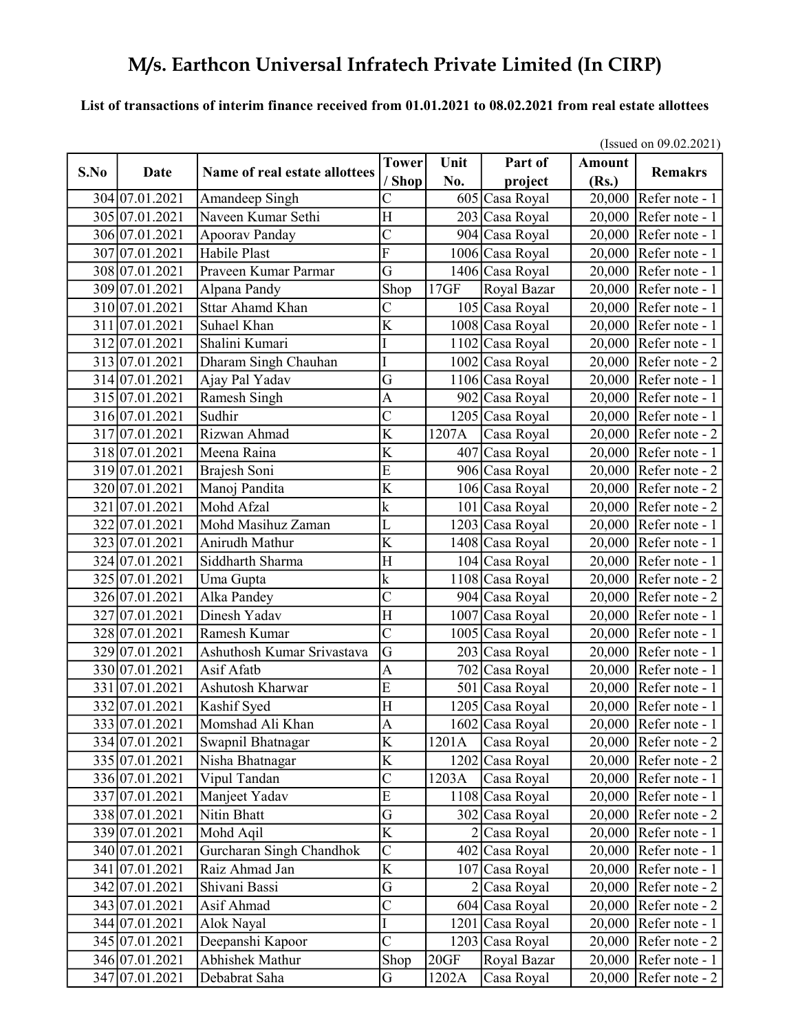# M/s. Earthcon Universal Infratech Private Limited (In CIRP)

**List of transactions of interim finance received from 01.01.2021 to 08.02.2021 from real estate allottees**

(Issued on 09.02.2021)

| S.No | Date | Name of real estate allottees | Tower / Shop | Unit No. | Part of project | Amount (Rs.) | Remakrs |
|---|---|---|---|---|---|---|---|
| 304 | 07.01.2021 | Amandeep Singh | C | 605 | Casa Royal | 20,000 | Refer note - 1 |
| 305 | 07.01.2021 | Naveen Kumar Sethi | H | 203 | Casa Royal | 20,000 | Refer note - 1 |
| 306 | 07.01.2021 | Apoorav Panday | C | 904 | Casa Royal | 20,000 | Refer note - 1 |
| 307 | 07.01.2021 | Habile Plast | F | 1006 | Casa Royal | 20,000 | Refer note - 1 |
| 308 | 07.01.2021 | Praveen Kumar Parmar | G | 1406 | Casa Royal | 20,000 | Refer note - 1 |
| 309 | 07.01.2021 | Alpana Pandy | Shop | 17GF | Royal Bazar | 20,000 | Refer note - 1 |
| 310 | 07.01.2021 | Sttar Ahamd Khan | C | 105 | Casa Royal | 20,000 | Refer note - 1 |
| 311 | 07.01.2021 | Suhael Khan | K | 1008 | Casa Royal | 20,000 | Refer note - 1 |
| 312 | 07.01.2021 | Shalini Kumari | I | 1102 | Casa Royal | 20,000 | Refer note - 1 |
| 313 | 07.01.2021 | Dharam Singh Chauhan | I | 1002 | Casa Royal | 20,000 | Refer note - 2 |
| 314 | 07.01.2021 | Ajay Pal Yadav | G | 1106 | Casa Royal | 20,000 | Refer note - 1 |
| 315 | 07.01.2021 | Ramesh Singh | A | 902 | Casa Royal | 20,000 | Refer note - 1 |
| 316 | 07.01.2021 | Sudhir | C | 1205 | Casa Royal | 20,000 | Refer note - 1 |
| 317 | 07.01.2021 | Rizwan Ahmad | K | 1207A | Casa Royal | 20,000 | Refer note - 2 |
| 318 | 07.01.2021 | Meena Raina | K | 407 | Casa Royal | 20,000 | Refer note - 1 |
| 319 | 07.01.2021 | Brajesh Soni | E | 906 | Casa Royal | 20,000 | Refer note - 2 |
| 320 | 07.01.2021 | Manoj Pandita | K | 106 | Casa Royal | 20,000 | Refer note - 2 |
| 321 | 07.01.2021 | Mohd Afzal | k | 101 | Casa Royal | 20,000 | Refer note - 2 |
| 322 | 07.01.2021 | Mohd Masihuz Zaman | L | 1203 | Casa Royal | 20,000 | Refer note - 1 |
| 323 | 07.01.2021 | Anirudh Mathur | K | 1408 | Casa Royal | 20,000 | Refer note - 1 |
| 324 | 07.01.2021 | Siddharth Sharma | H | 104 | Casa Royal | 20,000 | Refer note - 1 |
| 325 | 07.01.2021 | Uma Gupta | k | 1108 | Casa Royal | 20,000 | Refer note - 2 |
| 326 | 07.01.2021 | Alka Pandey | C | 904 | Casa Royal | 20,000 | Refer note - 2 |
| 327 | 07.01.2021 | Dinesh Yadav | H | 1007 | Casa Royal | 20,000 | Refer note - 1 |
| 328 | 07.01.2021 | Ramesh Kumar | C | 1005 | Casa Royal | 20,000 | Refer note - 1 |
| 329 | 07.01.2021 | Ashuthosh Kumar Srivastava | G | 203 | Casa Royal | 20,000 | Refer note - 1 |
| 330 | 07.01.2021 | Asif Afatb | A | 702 | Casa Royal | 20,000 | Refer note - 1 |
| 331 | 07.01.2021 | Ashutosh Kharwar | E | 501 | Casa Royal | 20,000 | Refer note - 1 |
| 332 | 07.01.2021 | Kashif Syed | H | 1205 | Casa Royal | 20,000 | Refer note - 1 |
| 333 | 07.01.2021 | Momshad Ali Khan | A | 1602 | Casa Royal | 20,000 | Refer note - 1 |
| 334 | 07.01.2021 | Swapnil Bhatnagar | K | 1201A | Casa Royal | 20,000 | Refer note - 2 |
| 335 | 07.01.2021 | Nisha Bhatnagar | K | 1202 | Casa Royal | 20,000 | Refer note - 2 |
| 336 | 07.01.2021 | Vipul Tandan | C | 1203A | Casa Royal | 20,000 | Refer note - 1 |
| 337 | 07.01.2021 | Manjeet Yadav | E | 1108 | Casa Royal | 20,000 | Refer note - 1 |
| 338 | 07.01.2021 | Nitin Bhatt | G | 302 | Casa Royal | 20,000 | Refer note - 2 |
| 339 | 07.01.2021 | Mohd Aqil | K | 2 | Casa Royal | 20,000 | Refer note - 1 |
| 340 | 07.01.2021 | Gurcharan Singh Chandhok | C | 402 | Casa Royal | 20,000 | Refer note - 1 |
| 341 | 07.01.2021 | Raiz Ahmad Jan | K | 107 | Casa Royal | 20,000 | Refer note - 1 |
| 342 | 07.01.2021 | Shivani Bassi | G | 2 | Casa Royal | 20,000 | Refer note - 2 |
| 343 | 07.01.2021 | Asif Ahmad | C | 604 | Casa Royal | 20,000 | Refer note - 2 |
| 344 | 07.01.2021 | Alok Nayal | I | 1201 | Casa Royal | 20,000 | Refer note - 1 |
| 345 | 07.01.2021 | Deepanshi Kapoor | C | 1203 | Casa Royal | 20,000 | Refer note - 2 |
| 346 | 07.01.2021 | Abhishek Mathur | Shop | 20GF | Royal Bazar | 20,000 | Refer note - 1 |
| 347 | 07.01.2021 | Debabrat Saha | G | 1202A | Casa Royal | 20,000 | Refer note - 2 |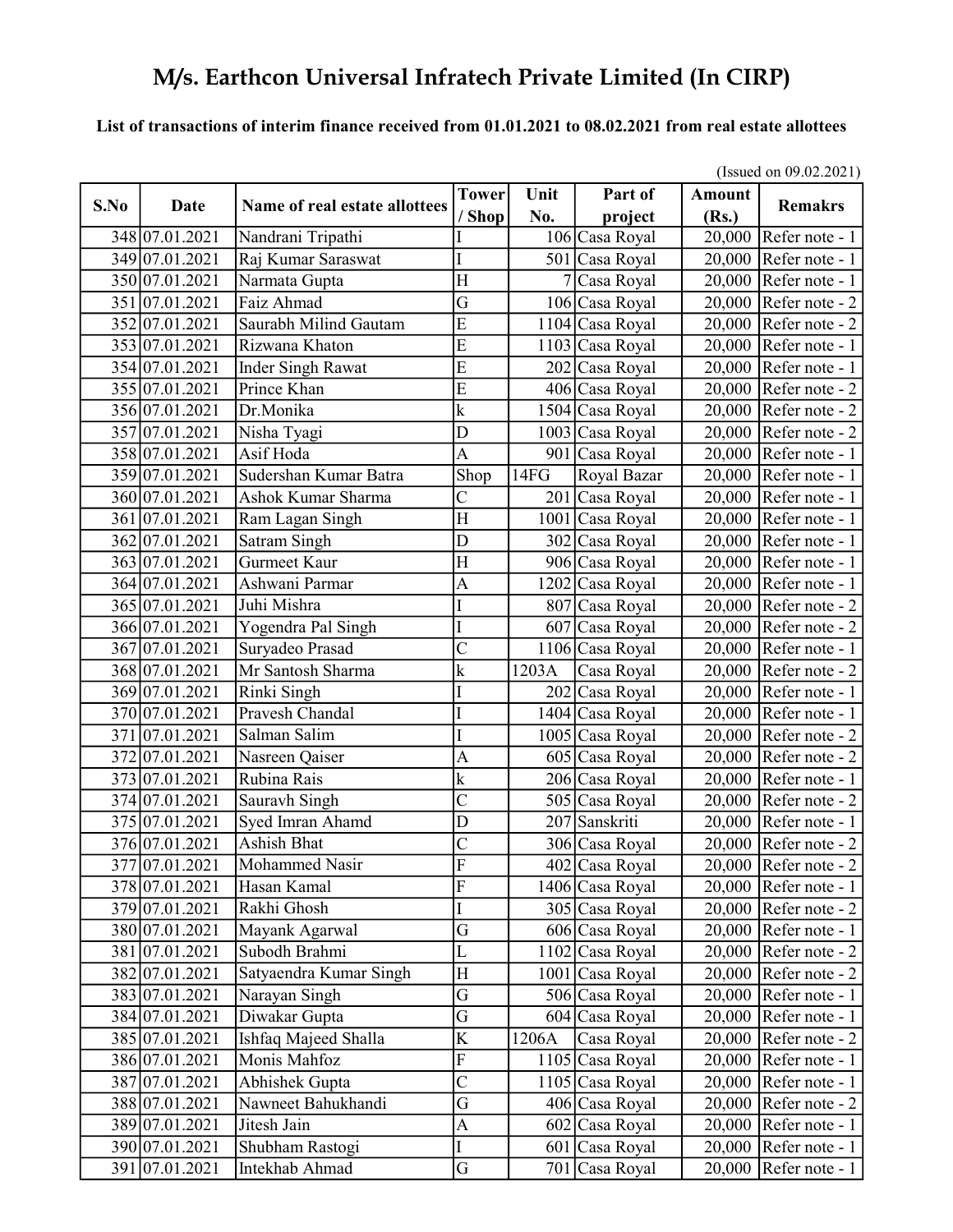# M/s. Earthcon Universal Infratech Private Limited (In CIRP)

**List of transactions of interim finance received from 01.01.2021 to 08.02.2021 from real estate allottees**

(Issued on 09.02.2021)

| S.No | Date | Name of real estate allottees | Tower / Shop | Unit No. | Part of project | Amount (Rs.) | Remakrs |
|---|---|---|---|---|---|---|---|
| 348 | 07.01.2021 | Nandrani Tripathi | I | 106 | Casa Royal | 20,000 | Refer note - 1 |
| 349 | 07.01.2021 | Raj Kumar Saraswat | I | 501 | Casa Royal | 20,000 | Refer note - 1 |
| 350 | 07.01.2021 | Narmata Gupta | H | 7 | Casa Royal | 20,000 | Refer note - 1 |
| 351 | 07.01.2021 | Faiz Ahmad | G | 106 | Casa Royal | 20,000 | Refer note - 2 |
| 352 | 07.01.2021 | Saurabh Milind Gautam | E | 1104 | Casa Royal | 20,000 | Refer note - 2 |
| 353 | 07.01.2021 | Rizwana Khaton | E | 1103 | Casa Royal | 20,000 | Refer note - 1 |
| 354 | 07.01.2021 | Inder Singh Rawat | E | 202 | Casa Royal | 20,000 | Refer note - 1 |
| 355 | 07.01.2021 | Prince Khan | E | 406 | Casa Royal | 20,000 | Refer note - 2 |
| 356 | 07.01.2021 | Dr.Monika | k | 1504 | Casa Royal | 20,000 | Refer note - 2 |
| 357 | 07.01.2021 | Nisha Tyagi | D | 1003 | Casa Royal | 20,000 | Refer note - 2 |
| 358 | 07.01.2021 | Asif Hoda | A | 901 | Casa Royal | 20,000 | Refer note - 1 |
| 359 | 07.01.2021 | Sudershan Kumar Batra | Shop | 14FG | Royal Bazar | 20,000 | Refer note - 1 |
| 360 | 07.01.2021 | Ashok Kumar Sharma | C | 201 | Casa Royal | 20,000 | Refer note - 1 |
| 361 | 07.01.2021 | Ram Lagan Singh | H | 1001 | Casa Royal | 20,000 | Refer note - 1 |
| 362 | 07.01.2021 | Satram Singh | D | 302 | Casa Royal | 20,000 | Refer note - 1 |
| 363 | 07.01.2021 | Gurmeet Kaur | H | 906 | Casa Royal | 20,000 | Refer note - 1 |
| 364 | 07.01.2021 | Ashwani Parmar | A | 1202 | Casa Royal | 20,000 | Refer note - 1 |
| 365 | 07.01.2021 | Juhi Mishra | I | 807 | Casa Royal | 20,000 | Refer note - 2 |
| 366 | 07.01.2021 | Yogendra Pal Singh | I | 607 | Casa Royal | 20,000 | Refer note - 2 |
| 367 | 07.01.2021 | Suryadeo Prasad | C | 1106 | Casa Royal | 20,000 | Refer note - 1 |
| 368 | 07.01.2021 | Mr Santosh Sharma | k | 1203A | Casa Royal | 20,000 | Refer note - 2 |
| 369 | 07.01.2021 | Rinki Singh | I | 202 | Casa Royal | 20,000 | Refer note - 1 |
| 370 | 07.01.2021 | Pravesh Chandal | I | 1404 | Casa Royal | 20,000 | Refer note - 1 |
| 371 | 07.01.2021 | Salman Salim | I | 1005 | Casa Royal | 20,000 | Refer note - 2 |
| 372 | 07.01.2021 | Nasreen Qaiser | A | 605 | Casa Royal | 20,000 | Refer note - 2 |
| 373 | 07.01.2021 | Rubina Rais | k | 206 | Casa Royal | 20,000 | Refer note - 1 |
| 374 | 07.01.2021 | Sauravh Singh | C | 505 | Casa Royal | 20,000 | Refer note - 2 |
| 375 | 07.01.2021 | Syed Imran Ahamd | D | 207 | Sanskriti | 20,000 | Refer note - 1 |
| 376 | 07.01.2021 | Ashish Bhat | C | 306 | Casa Royal | 20,000 | Refer note - 2 |
| 377 | 07.01.2021 | Mohammed Nasir | F | 402 | Casa Royal | 20,000 | Refer note - 2 |
| 378 | 07.01.2021 | Hasan Kamal | F | 1406 | Casa Royal | 20,000 | Refer note - 1 |
| 379 | 07.01.2021 | Rakhi Ghosh | I | 305 | Casa Royal | 20,000 | Refer note - 2 |
| 380 | 07.01.2021 | Mayank Agarwal | G | 606 | Casa Royal | 20,000 | Refer note - 1 |
| 381 | 07.01.2021 | Subodh Brahmi | L | 1102 | Casa Royal | 20,000 | Refer note - 2 |
| 382 | 07.01.2021 | Satyaendra Kumar Singh | H | 1001 | Casa Royal | 20,000 | Refer note - 2 |
| 383 | 07.01.2021 | Narayan Singh | G | 506 | Casa Royal | 20,000 | Refer note - 1 |
| 384 | 07.01.2021 | Diwakar Gupta | G | 604 | Casa Royal | 20,000 | Refer note - 1 |
| 385 | 07.01.2021 | Ishfaq Majeed Shalla | K | 1206A | Casa Royal | 20,000 | Refer note - 2 |
| 386 | 07.01.2021 | Monis Mahfoz | F | 1105 | Casa Royal | 20,000 | Refer note - 1 |
| 387 | 07.01.2021 | Abhishek Gupta | C | 1105 | Casa Royal | 20,000 | Refer note - 1 |
| 388 | 07.01.2021 | Nawneet Bahukhandi | G | 406 | Casa Royal | 20,000 | Refer note - 2 |
| 389 | 07.01.2021 | Jitesh Jain | A | 602 | Casa Royal | 20,000 | Refer note - 1 |
| 390 | 07.01.2021 | Shubham Rastogi | I | 601 | Casa Royal | 20,000 | Refer note - 1 |
| 391 | 07.01.2021 | Intekhab Ahmad | G | 701 | Casa Royal | 20,000 | Refer note - 1 |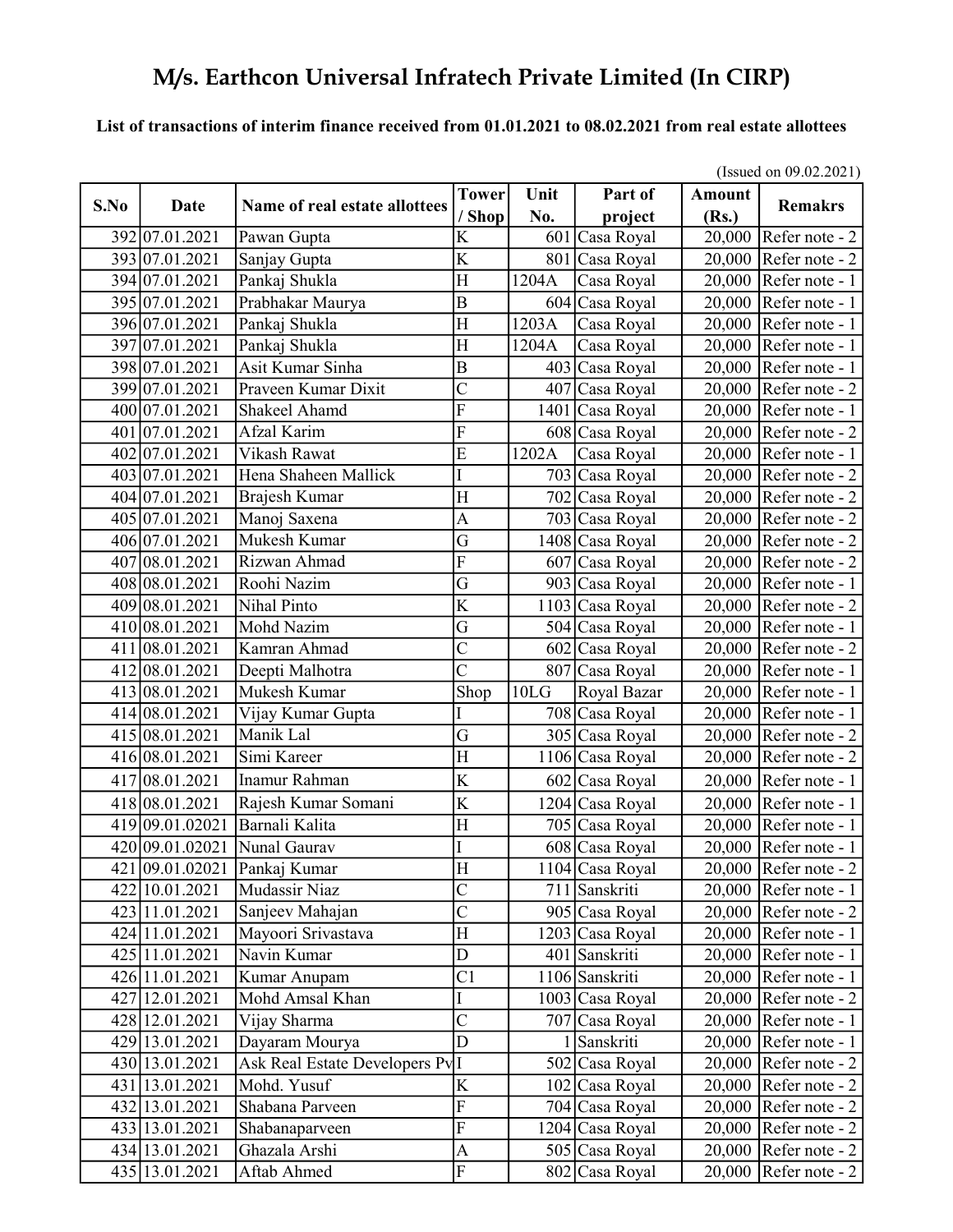# M/s. Earthcon Universal Infratech Private Limited (In CIRP)

**List of transactions of interim finance received from 01.01.2021 to 08.02.2021 from real estate allottees**

(Issued on 09.02.2021)

| S.No | Date | Name of real estate allottees | Tower / Shop | Unit No. | Part of project | Amount (Rs.) | Remakrs |
|---|---|---|---|---|---|---|---|
| 392 | 07.01.2021 | Pawan Gupta | K | 601 | Casa Royal | 20,000 | Refer note - 2 |
| 393 | 07.01.2021 | Sanjay Gupta | K | 801 | Casa Royal | 20,000 | Refer note - 2 |
| 394 | 07.01.2021 | Pankaj Shukla | H | 1204A | Casa Royal | 20,000 | Refer note - 1 |
| 395 | 07.01.2021 | Prabhakar Maurya | B | 604 | Casa Royal | 20,000 | Refer note - 1 |
| 396 | 07.01.2021 | Pankaj Shukla | H | 1203A | Casa Royal | 20,000 | Refer note - 1 |
| 397 | 07.01.2021 | Pankaj Shukla | H | 1204A | Casa Royal | 20,000 | Refer note - 1 |
| 398 | 07.01.2021 | Asit Kumar Sinha | B | 403 | Casa Royal | 20,000 | Refer note - 1 |
| 399 | 07.01.2021 | Praveen Kumar Dixit | C | 407 | Casa Royal | 20,000 | Refer note - 2 |
| 400 | 07.01.2021 | Shakeel Ahamd | F | 1401 | Casa Royal | 20,000 | Refer note - 1 |
| 401 | 07.01.2021 | Afzal Karim | F | 608 | Casa Royal | 20,000 | Refer note - 2 |
| 402 | 07.01.2021 | Vikash Rawat | E | 1202A | Casa Royal | 20,000 | Refer note - 1 |
| 403 | 07.01.2021 | Hena Shaheen Mallick | I | 703 | Casa Royal | 20,000 | Refer note - 2 |
| 404 | 07.01.2021 | Brajesh Kumar | H | 702 | Casa Royal | 20,000 | Refer note - 2 |
| 405 | 07.01.2021 | Manoj Saxena | A | 703 | Casa Royal | 20,000 | Refer note - 2 |
| 406 | 07.01.2021 | Mukesh Kumar | G | 1408 | Casa Royal | 20,000 | Refer note - 2 |
| 407 | 08.01.2021 | Rizwan Ahmad | F | 607 | Casa Royal | 20,000 | Refer note - 2 |
| 408 | 08.01.2021 | Roohi Nazim | G | 903 | Casa Royal | 20,000 | Refer note - 1 |
| 409 | 08.01.2021 | Nihal Pinto | K | 1103 | Casa Royal | 20,000 | Refer note - 2 |
| 410 | 08.01.2021 | Mohd Nazim | G | 504 | Casa Royal | 20,000 | Refer note - 1 |
| 411 | 08.01.2021 | Kamran Ahmad | C | 602 | Casa Royal | 20,000 | Refer note - 2 |
| 412 | 08.01.2021 | Deepti Malhotra | C | 807 | Casa Royal | 20,000 | Refer note - 1 |
| 413 | 08.01.2021 | Mukesh Kumar | Shop | 10LG | Royal Bazar | 20,000 | Refer note - 1 |
| 414 | 08.01.2021 | Vijay Kumar Gupta | I | 708 | Casa Royal | 20,000 | Refer note - 1 |
| 415 | 08.01.2021 | Manik Lal | G | 305 | Casa Royal | 20,000 | Refer note - 2 |
| 416 | 08.01.2021 | Simi Kareer | H | 1106 | Casa Royal | 20,000 | Refer note - 2 |
| 417 | 08.01.2021 | Inamur Rahman | K | 602 | Casa Royal | 20,000 | Refer note - 1 |
| 418 | 08.01.2021 | Rajesh Kumar Somani | K | 1204 | Casa Royal | 20,000 | Refer note - 1 |
| 419 | 09.01.02021 | Barnali Kalita | H | 705 | Casa Royal | 20,000 | Refer note - 1 |
| 420 | 09.01.02021 | Nunal Gaurav | I | 608 | Casa Royal | 20,000 | Refer note - 1 |
| 421 | 09.01.02021 | Pankaj Kumar | H | 1104 | Casa Royal | 20,000 | Refer note - 2 |
| 422 | 10.01.2021 | Mudassir Niaz | C | 711 | Sanskriti | 20,000 | Refer note - 1 |
| 423 | 11.01.2021 | Sanjeev Mahajan | C | 905 | Casa Royal | 20,000 | Refer note - 2 |
| 424 | 11.01.2021 | Mayoori Srivastava | H | 1203 | Casa Royal | 20,000 | Refer note - 1 |
| 425 | 11.01.2021 | Navin Kumar | D | 401 | Sanskriti | 20,000 | Refer note - 1 |
| 426 | 11.01.2021 | Kumar Anupam | C1 | 1106 | Sanskriti | 20,000 | Refer note - 1 |
| 427 | 12.01.2021 | Mohd Amsal Khan | I | 1003 | Casa Royal | 20,000 | Refer note - 2 |
| 428 | 12.01.2021 | Vijay Sharma | C | 707 | Casa Royal | 20,000 | Refer note - 1 |
| 429 | 13.01.2021 | Dayaram Mourya | D | 1 | Sanskriti | 20,000 | Refer note - 1 |
| 430 | 13.01.2021 | Ask Real Estate Developers Pv | I | 502 | Casa Royal | 20,000 | Refer note - 2 |
| 431 | 13.01.2021 | Mohd. Yusuf | K | 102 | Casa Royal | 20,000 | Refer note - 2 |
| 432 | 13.01.2021 | Shabana Parveen | F | 704 | Casa Royal | 20,000 | Refer note - 2 |
| 433 | 13.01.2021 | Shabanaparveen | F | 1204 | Casa Royal | 20,000 | Refer note - 2 |
| 434 | 13.01.2021 | Ghazala Arshi | A | 505 | Casa Royal | 20,000 | Refer note - 2 |
| 435 | 13.01.2021 | Aftab Ahmed | F | 802 | Casa Royal | 20,000 | Refer note - 2 |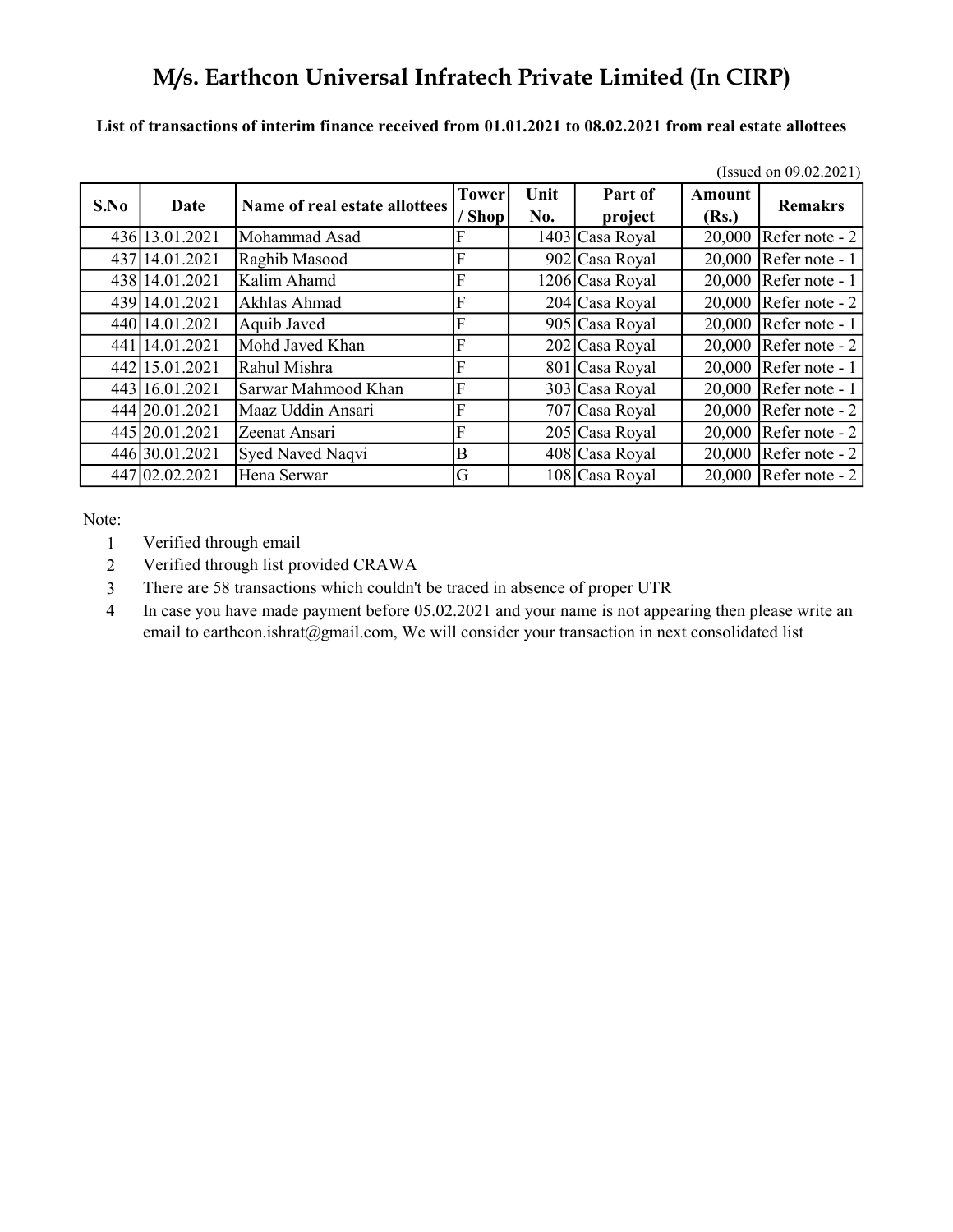# M/s. Earthcon Universal Infratech Private Limited (In CIRP)

**List of transactions of interim finance received from 01.01.2021 to 08.02.2021 from real estate allottees**

(Issued on 09.02.2021)

| S.No | Date | Name of real estate allottees | Tower / Shop | Unit No. | Part of project | Amount (Rs.) | Remakrs |
|---|---|---|---|---|---|---|---|
| 436 | 13.01.2021 | Mohammad Asad | F | 1403 | Casa Royal | 20,000 | Refer note - 2 |
| 437 | 14.01.2021 | Raghib Masood | F | 902 | Casa Royal | 20,000 | Refer note - 1 |
| 438 | 14.01.2021 | Kalim Ahamd | F | 1206 | Casa Royal | 20,000 | Refer note - 1 |
| 439 | 14.01.2021 | Akhlas Ahmad | F | 204 | Casa Royal | 20,000 | Refer note - 2 |
| 440 | 14.01.2021 | Aquib Javed | F | 905 | Casa Royal | 20,000 | Refer note - 1 |
| 441 | 14.01.2021 | Mohd Javed Khan | F | 202 | Casa Royal | 20,000 | Refer note - 2 |
| 442 | 15.01.2021 | Rahul Mishra | F | 801 | Casa Royal | 20,000 | Refer note - 1 |
| 443 | 16.01.2021 | Sarwar Mahmood Khan | F | 303 | Casa Royal | 20,000 | Refer note - 1 |
| 444 | 20.01.2021 | Maaz Uddin Ansari | F | 707 | Casa Royal | 20,000 | Refer note - 2 |
| 445 | 20.01.2021 | Zeenat Ansari | F | 205 | Casa Royal | 20,000 | Refer note - 2 |
| 446 | 30.01.2021 | Syed Naved Naqvi | B | 408 | Casa Royal | 20,000 | Refer note - 2 |
| 447 | 02.02.2021 | Hena Serwar | G | 108 | Casa Royal | 20,000 | Refer note - 2 |

Note:

1. Verified through email
2. Verified through list provided CRAWA
3. There are 58 transactions which couldn't be traced in absence of proper UTR
4. In case you have made payment before 05.02.2021 and your name is not appearing then please write an email to earthcon.ishrat@gmail.com, We will consider your transaction in next consolidated list